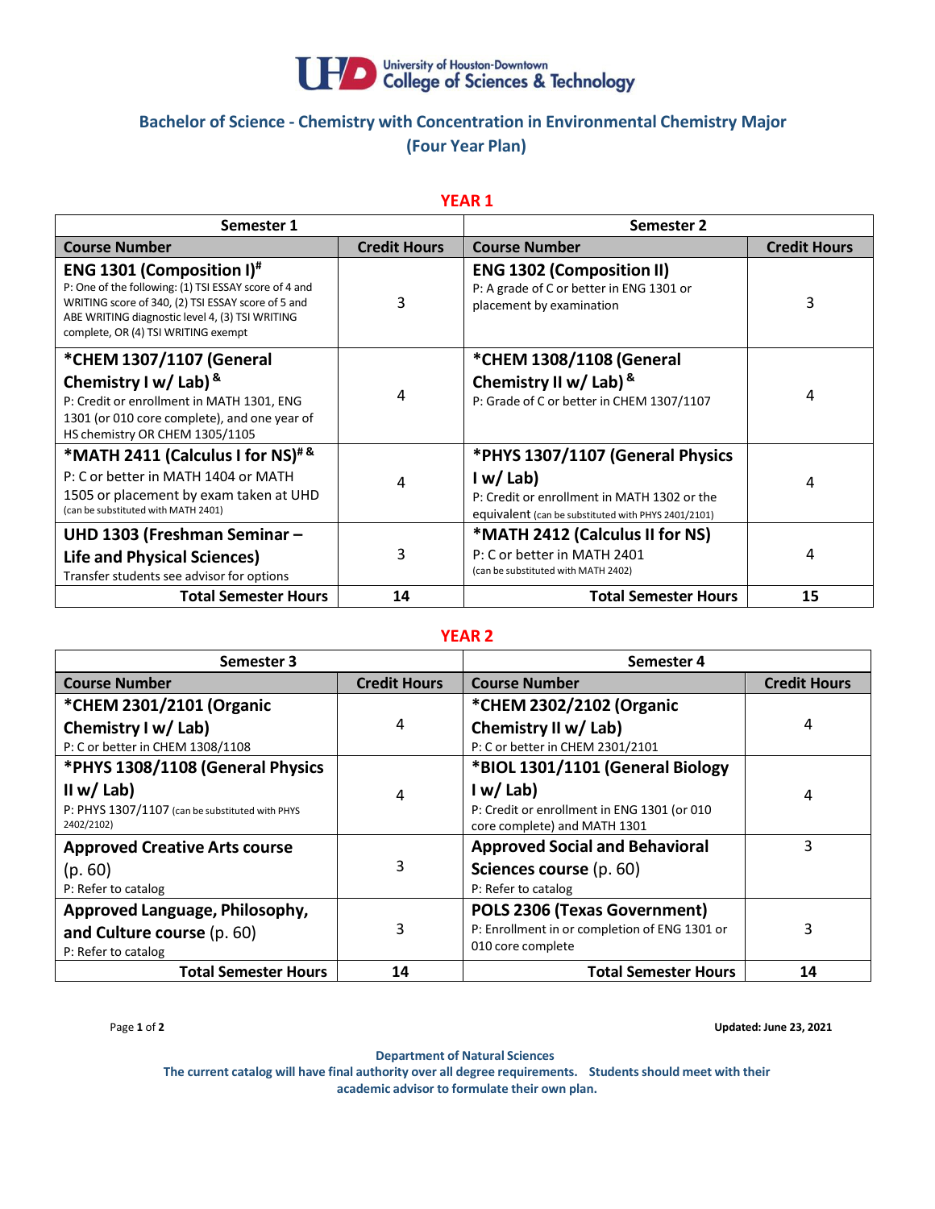University of Houston-Downtown
College of Sciences & Technology

## Bachelor of Science - Chemistry with Concentration in Environmental Chemistry Major
## (Four Year Plan)

### YEAR 1

| Semester 1 | | Semester 2 | |
|---|---|---|---|
| **Course Number** | **Credit Hours** | **Course Number** | **Credit Hours** |
| **ENG 1301 (Composition I)[#]** P: One of the following: (1) TSI ESSAY score of 4 and WRITING score of 340, (2) TSI ESSAY score of 5 and ABE WRITING diagnostic level 4, (3) TSI WRITING complete, OR (4) TSI WRITING exempt | 3 | **ENG 1302 (Composition II)** P: A grade of C or better in ENG 1301 or placement by examination | 3 |
| **\*CHEM 1307/1107 (General Chemistry I w/ Lab)[&]** P: Credit or enrollment in MATH 1301, ENG 1301 (or 010 core complete), and one year of HS chemistry OR CHEM 1305/1105 | 4 | **\*CHEM 1308/1108 (General Chemistry II w/ Lab)[&]** P: Grade of C or better in CHEM 1307/1107 | 4 |
| **\*MATH 2411 (Calculus I for NS)[# &]** P: C or better in MATH 1404 or MATH 1505 or placement by exam taken at UHD (can be substituted with MATH 2401) | 4 | **\*PHYS 1307/1107 (General Physics I w/ Lab)** P: Credit or enrollment in MATH 1302 or the equivalent (can be substituted with PHYS 2401/2101) | 4 |
| **UHD 1303 (Freshman Seminar – Life and Physical Sciences)** Transfer students see advisor for options | 3 | **\*MATH 2412 (Calculus II for NS)** P: C or better in MATH 2401 (can be substituted with MATH 2402) | 4 |
| **Total Semester Hours** | **14** | **Total Semester Hours** | **15** |

### YEAR 2

| Semester 3 | | Semester 4 | |
|---|---|---|---|
| **Course Number** | **Credit Hours** | **Course Number** | **Credit Hours** |
| **\*CHEM 2301/2101 (Organic Chemistry I w/ Lab)** P: C or better in CHEM 1308/1108 | 4 | **\*CHEM 2302/2102 (Organic Chemistry II w/ Lab)** P: C or better in CHEM 2301/2101 | 4 |
| **\*PHYS 1308/1108 (General Physics II w/ Lab)** P: PHYS 1307/1107 (can be substituted with PHYS 2402/2102) | 4 | **\*BIOL 1301/1101 (General Biology I w/ Lab)** P: Credit or enrollment in ENG 1301 (or 010 core complete) and MATH 1301 | 4 |
| **Approved Creative Arts course** (p. 60) P: Refer to catalog | 3 | **Approved Social and Behavioral Sciences course** (p. 60) P: Refer to catalog | 3 |
| **Approved Language, Philosophy, and Culture course** (p. 60) P: Refer to catalog | 3 | **POLS 2306 (Texas Government)** P: Enrollment in or completion of ENG 1301 or 010 core complete | 3 |
| **Total Semester Hours** | **14** | **Total Semester Hours** | **14** |

**Updated: June 23, 2021**

**Department of Natural Sciences**
**The current catalog will have final authority over all degree requirements. Students should meet with their academic advisor to formulate their own plan.**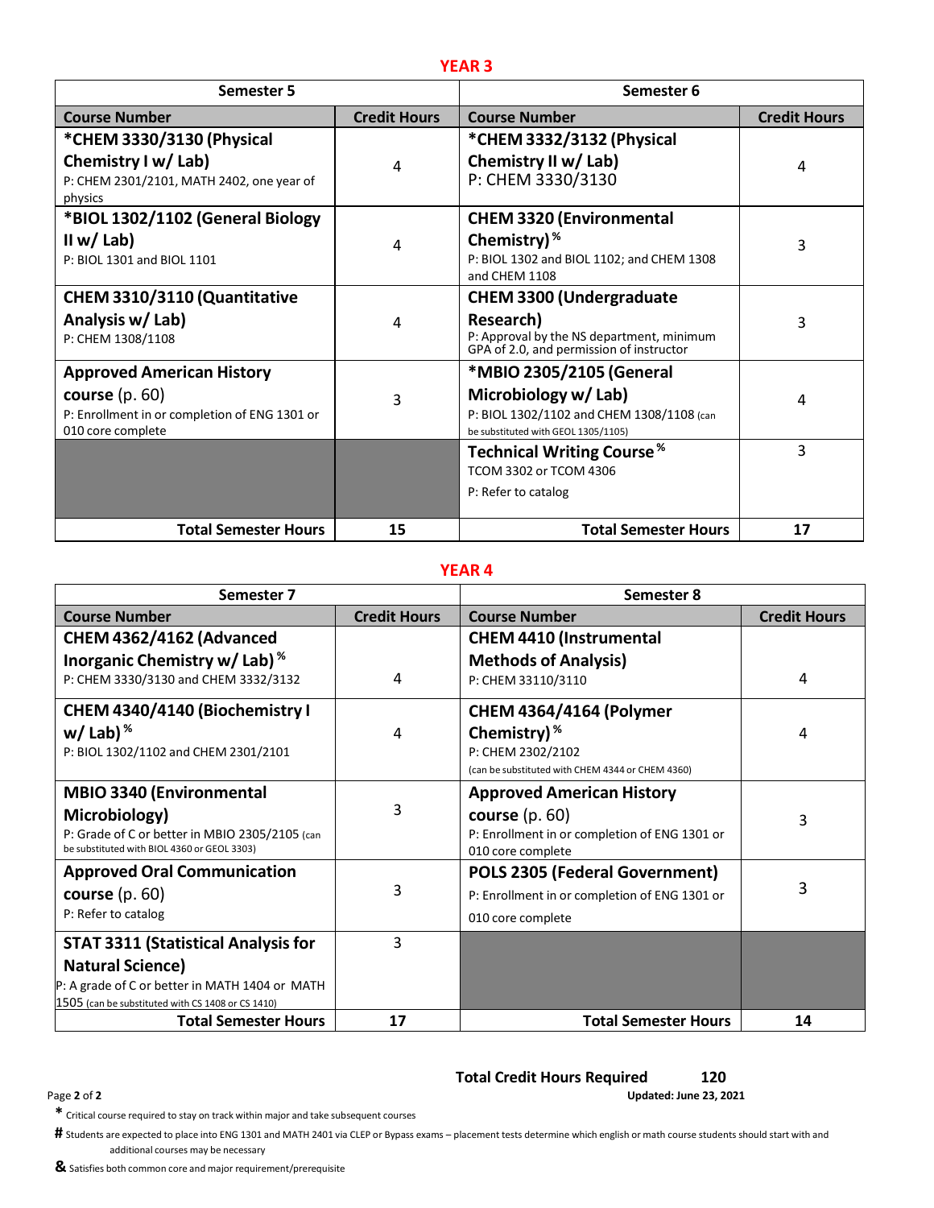## YEAR 3

| Semester 5 | | Semester 6 | |
|---|---|---|---|
| **Course Number** | **Credit Hours** | **Course Number** | **Credit Hours** |
| **\*CHEM 3330/3130 (Physical Chemistry I w/ Lab)** P: CHEM 2301/2101, MATH 2402, one year of physics | 4 | **\*CHEM 3332/3132 (Physical Chemistry II w/ Lab)** P: CHEM 3330/3130 | 4 |
| **\*BIOL 1302/1102 (General Biology II w/ Lab)** P: BIOL 1301 and BIOL 1101 | 4 | **CHEM 3320 (Environmental Chemistry)%** P: BIOL 1302 and BIOL 1102; and CHEM 1308 and CHEM 1108 | 3 |
| **CHEM 3310/3110 (Quantitative Analysis w/ Lab)** P: CHEM 1308/1108 | 4 | **CHEM 3300 (Undergraduate Research)** P: Approval by the NS department, minimum GPA of 2.0, and permission of instructor | 3 |
| **Approved American History course** (p. 60) P: Enrollment in or completion of ENG 1301 or 010 core complete | 3 | **\*MBIO 2305/2105 (General Microbiology w/ Lab)** P: BIOL 1302/1102 and CHEM 1308/1108 (can be substituted with GEOL 1305/1105) | 4 |
| | | **Technical Writing Course%** TCOM 3302 or TCOM 4306 P: Refer to catalog | 3 |
| **Total Semester Hours** | **15** | **Total Semester Hours** | **17** |

## YEAR 4

| Semester 7 | | Semester 8 | |
|---|---|---|---|
| **Course Number** | **Credit Hours** | **Course Number** | **Credit Hours** |
| **CHEM 4362/4162 (Advanced Inorganic Chemistry w/ Lab)%** P: CHEM 3330/3130 and CHEM 3332/3132 | 4 | **CHEM 4410 (Instrumental Methods of Analysis)** P: CHEM 33110/3110 | 4 |
| **CHEM 4340/4140 (Biochemistry I w/ Lab)%** P: BIOL 1302/1102 and CHEM 2301/2101 | 4 | **CHEM 4364/4164 (Polymer Chemistry)%** P: CHEM 2302/2102 (can be substituted with CHEM 4344 or CHEM 4360) | 4 |
| **MBIO 3340 (Environmental Microbiology)** P: Grade of C or better in MBIO 2305/2105 (can be substituted with BIOL 4360 or GEOL 3303) | 3 | **Approved American History course** (p. 60) P: Enrollment in or completion of ENG 1301 or 010 core complete | 3 |
| **Approved Oral Communication course** (p. 60) P: Refer to catalog | 3 | **POLS 2305 (Federal Government)** P: Enrollment in or completion of ENG 1301 or 010 core complete | 3 |
| **STAT 3311 (Statistical Analysis for Natural Science)** P: A grade of C or better in MATH 1404 or MATH 1505 (can be substituted with CS 1408 or CS 1410) | 3 | | |
| **Total Semester Hours** | **17** | **Total Semester Hours** | **14** |

**Total Credit Hours Required 120**

**Updated: June 23, 2021**

**\*** Critical course required to stay on track within major and take subsequent courses

**#** Students are expected to place into ENG 1301 and MATH 2401 via CLEP or Bypass exams – placement tests determine which english or math course students should start with and additional courses may be necessary

**&** Satisfies both common core and major requirement/prerequisite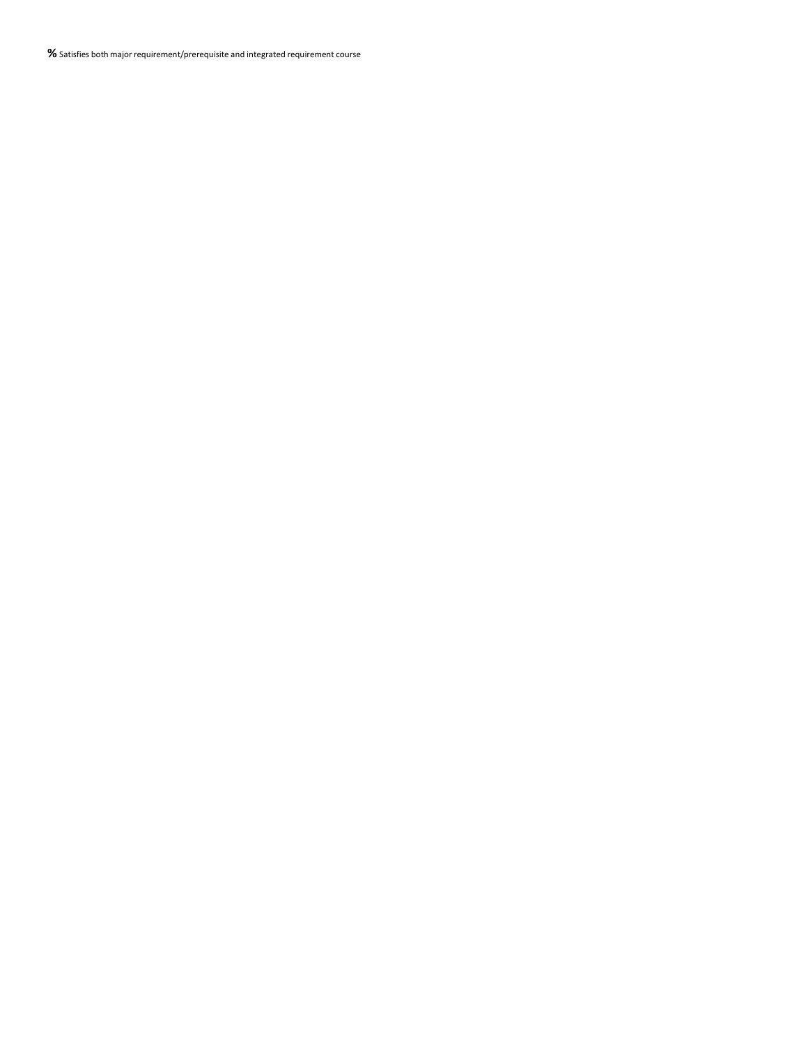**%** Satisfies both major requirement/prerequisite and integrated requirement course